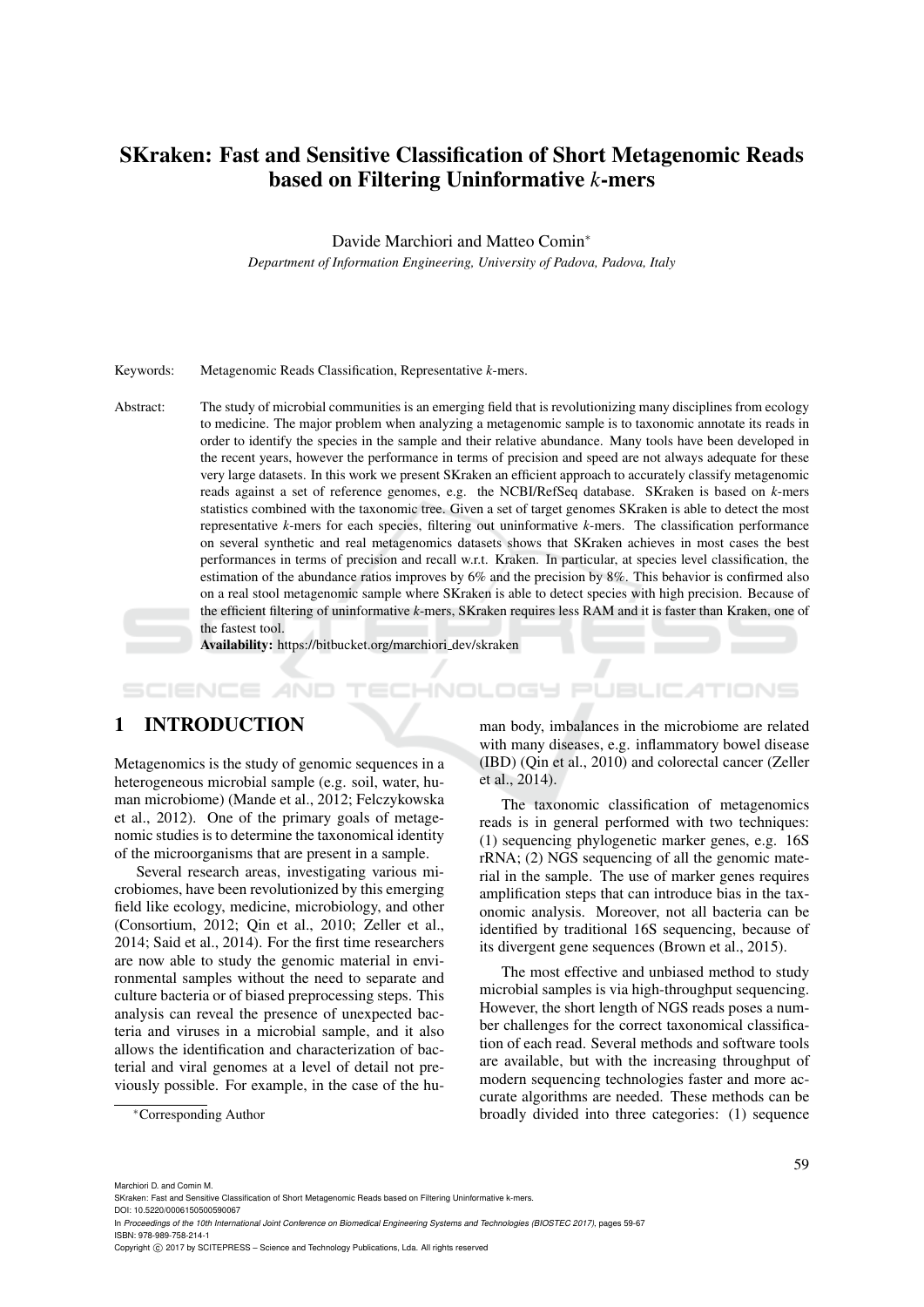# SKraken: Fast and Sensitive Classification of Short Metagenomic Reads based on Filtering Uninformative *k*-mers

Davide Marchiori and Matteo Comin*

*Department of Information Engineering, University of Padova, Padova, Italy*

Keywords: Metagenomic Reads Classification, Representative *k*-mers.

Abstract: The study of microbial communities is an emerging field that is revolutionizing many disciplines from ecology to medicine. The major problem when analyzing a metagenomic sample is to taxonomic annotate its reads in order to identify the species in the sample and their relative abundance. Many tools have been developed in the recent years, however the performance in terms of precision and speed are not always adequate for these very large datasets. In this work we present SKraken an efficient approach to accurately classify metagenomic reads against a set of reference genomes, e.g. the NCBI/RefSeq database. SKraken is based on *k*-mers statistics combined with the taxonomic tree. Given a set of target genomes SKraken is able to detect the most representative *k*-mers for each species, filtering out uninformative *k*-mers. The classification performance on several synthetic and real metagenomics datasets shows that SKraken achieves in most cases the best performances in terms of precision and recall w.r.t. Kraken. In particular, at species level classification, the estimation of the abundance ratios improves by 6% and the precision by 8%. This behavior is confirmed also on a real stool metagenomic sample where SKraken is able to detect species with high precision. Because of the efficient filtering of uninformative *k*-mers, SKraken requires less RAM and it is faster than Kraken, one of the fastest tool.

**Availability:** https://bitbucket.org/marchiori_dev/skraken

## 1 INTRODUCTION

Metagenomics is the study of genomic sequences in a heterogeneous microbial sample (e.g. soil, water, human microbiome) (Mande et al., 2012; Felczykowska et al., 2012). One of the primary goals of metagenomic studies is to determine the taxonomical identity of the microorganisms that are present in a sample.

Several research areas, investigating various microbiomes, have been revolutionized by this emerging field like ecology, medicine, microbiology, and other (Consortium, 2012; Qin et al., 2010; Zeller et al., 2014; Said et al., 2014). For the first time researchers are now able to study the genomic material in environmental samples without the need to separate and culture bacteria or of biased preprocessing steps. This analysis can reveal the presence of unexpected bacteria and viruses in a microbial sample, and it also allows the identification and characterization of bacterial and viral genomes at a level of detail not previously possible. For example, in the case of the human body, imbalances in the microbiome are related with many diseases, e.g. inflammatory bowel disease (IBD) (Qin et al., 2010) and colorectal cancer (Zeller et al., 2014).

The taxonomic classification of metagenomics reads is in general performed with two techniques: (1) sequencing phylogenetic marker genes, e.g. 16S rRNA; (2) NGS sequencing of all the genomic material in the sample. The use of marker genes requires amplification steps that can introduce bias in the taxonomic analysis. Moreover, not all bacteria can be identified by traditional 16S sequencing, because of its divergent gene sequences (Brown et al., 2015).

The most effective and unbiased method to study microbial samples is via high-throughput sequencing. However, the short length of NGS reads poses a number challenges for the correct taxonomical classification of each read. Several methods and software tools are available, but with the increasing throughput of modern sequencing technologies faster and more accurate algorithms are needed. These methods can be broadly divided into three categories: (1) sequence

*Corresponding Author

Marchiori D. and Comin M.
SKraken: Fast and Sensitive Classification of Short Metagenomic Reads based on Filtering Uninformative k-mers.
DOI: 10.5220/0006150500590067
In *Proceedings of the 10th International Joint Conference on Biomedical Engineering Systems and Technologies (BIOSTEC 2017)*, pages 59-67
ISBN: 978-989-758-214-1
Copyright © 2017 by SCITEPRESS – Science and Technology Publications, Lda. All rights reserved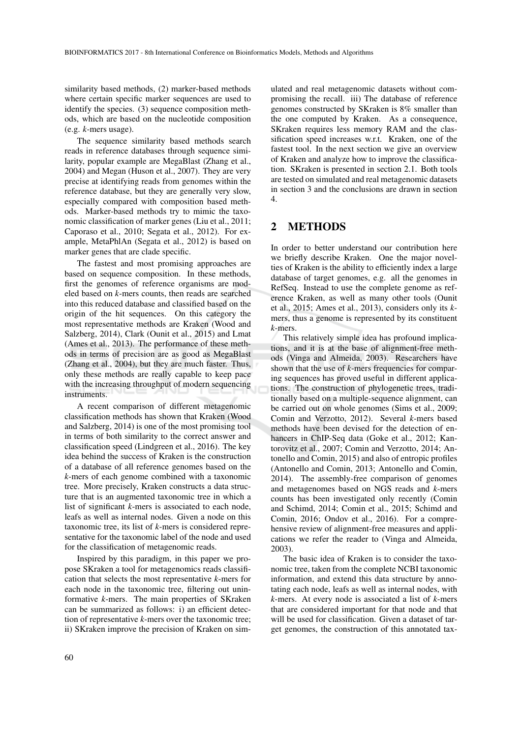similarity based methods, (2) marker-based methods where certain specific marker sequences are used to identify the species. (3) sequence composition methods, which are based on the nucleotide composition (e.g. *k*-mers usage).

The sequence similarity based methods search reads in reference databases through sequence similarity, popular example are MegaBlast (Zhang et al., 2004) and Megan (Huson et al., 2007). They are very precise at identifying reads from genomes within the reference database, but they are generally very slow, especially compared with composition based methods. Marker-based methods try to mimic the taxonomic classification of marker genes (Liu et al., 2011; Caporaso et al., 2010; Segata et al., 2012). For example, MetaPhlAn (Segata et al., 2012) is based on marker genes that are clade specific.

The fastest and most promising approaches are based on sequence composition. In these methods, first the genomes of reference organisms are modeled based on *k*-mers counts, then reads are searched into this reduced database and classified based on the origin of the hit sequences. On this category the most representative methods are Kraken (Wood and Salzberg, 2014), Clark (Ounit et al., 2015) and Lmat (Ames et al., 2013). The performance of these methods in terms of precision are as good as MegaBlast (Zhang et al., 2004), but they are much faster. Thus, only these methods are really capable to keep pace with the increasing throughput of modern sequencing instruments.

A recent comparison of different metagenomic classification methods has shown that Kraken (Wood and Salzberg, 2014) is one of the most promising tool in terms of both similarity to the correct answer and classification speed (Lindgreen et al., 2016). The key idea behind the success of Kraken is the construction of a database of all reference genomes based on the *k*-mers of each genome combined with a taxonomic tree. More precisely, Kraken constructs a data structure that is an augmented taxonomic tree in which a list of significant *k*-mers is associated to each node, leafs as well as internal nodes. Given a node on this taxonomic tree, its list of *k*-mers is considered representative for the taxonomic label of the node and used for the classification of metagenomic reads.

Inspired by this paradigm, in this paper we propose SKraken a tool for metagenomics reads classification that selects the most representative *k*-mers for each node in the taxonomic tree, filtering out uninformative *k*-mers. The main properties of SKraken can be summarized as follows: i) an efficient detection of representative *k*-mers over the taxonomic tree; ii) SKraken improve the precision of Kraken on simulated and real metagenomic datasets without compromising the recall. iii) The database of reference genomes constructed by SKraken is 8% smaller than the one computed by Kraken. As a consequence, SKraken requires less memory RAM and the classification speed increases w.r.t. Kraken, one of the fastest tool. In the next section we give an overview of Kraken and analyze how to improve the classification. SKraken is presented in section 2.1. Both tools are tested on simulated and real metagenomic datasets in section 3 and the conclusions are drawn in section 4.

## 2 METHODS

In order to better understand our contribution here we briefly describe Kraken. One the major novelties of Kraken is the ability to efficiently index a large database of target genomes, e.g. all the genomes in RefSeq. Instead to use the complete genome as reference Kraken, as well as many other tools (Ounit et al., 2015; Ames et al., 2013), considers only its *k*-mers, thus a genome is represented by its constituent *k*-mers.

This relatively simple idea has profound implications, and it is at the base of alignment-free methods (Vinga and Almeida, 2003). Researchers have shown that the use of *k*-mers frequencies for comparing sequences has proved useful in different applications. The construction of phylogenetic trees, traditionally based on a multiple-sequence alignment, can be carried out on whole genomes (Sims et al., 2009; Comin and Verzotto, 2012). Several *k*-mers based methods have been devised for the detection of enhancers in ChIP-Seq data (Goke et al., 2012; Kantorovitz et al., 2007; Comin and Verzotto, 2014; Antonello and Comin, 2015) and also of entropic profiles (Antonello and Comin, 2013; Antonello and Comin, 2014). The assembly-free comparison of genomes and metagenomes based on NGS reads and *k*-mers counts has been investigated only recently (Comin and Schimd, 2014; Comin et al., 2015; Schimd and Comin, 2016; Ondov et al., 2016). For a comprehensive review of alignment-free measures and applications we refer the reader to (Vinga and Almeida, 2003).

The basic idea of Kraken is to consider the taxonomic tree, taken from the complete NCBI taxonomic information, and extend this data structure by annotating each node, leafs as well as internal nodes, with *k*-mers. At every node is associated a list of *k*-mers that are considered important for that node and that will be used for classification. Given a dataset of target genomes, the construction of this annotated tax-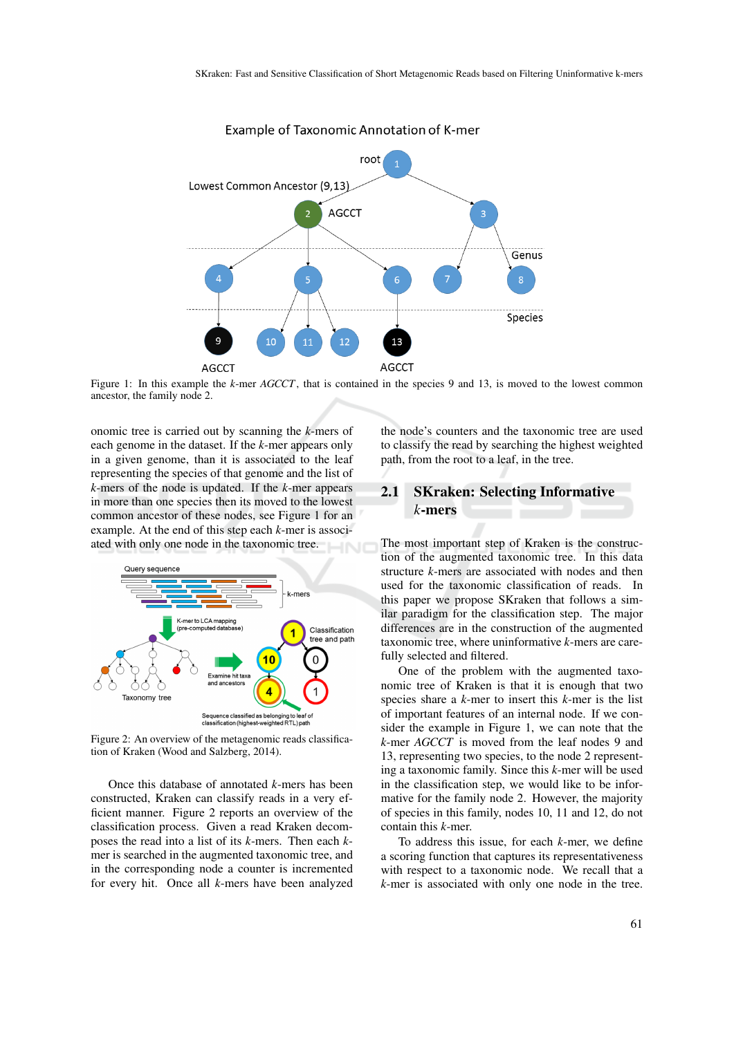Figure 1: In this example the $k$-mer *AGCCT*, that is contained in the species 9 and 13, is moved to the lowest common ancestor, the family node 2.

onomic tree is carried out by scanning the $k$-mers of each genome in the dataset. If the $k$-mer appears only in a given genome, than it is associated to the leaf representing the species of that genome and the list of $k$-mers of the node is updated. If the $k$-mer appears in more than one species then its moved to the lowest common ancestor of these nodes, see Figure 1 for an example. At the end of this step each $k$-mer is associated with only one node in the taxonomic tree.

Figure 2: An overview of the metagenomic reads classification of Kraken (Wood and Salzberg, 2014).

Once this database of annotated $k$-mers has been constructed, Kraken can classify reads in a very efficient manner. Figure 2 reports an overview of the classification process. Given a read Kraken decomposes the read into a list of its $k$-mers. Then each $k$-mer is searched in the augmented taxonomic tree, and in the corresponding node a counter is incremented for every hit. Once all $k$-mers have been analyzed the node's counters and the taxonomic tree are used to classify the read by searching the highest weighted path, from the root to a leaf, in the tree.

## 2.1 SKraken: Selecting Informative $k$-mers

The most important step of Kraken is the construction of the augmented taxonomic tree. In this data structure $k$-mers are associated with nodes and then used for the taxonomic classification of reads. In this paper we propose SKraken that follows a similar paradigm for the classification step. The major differences are in the construction of the augmented taxonomic tree, where uninformative $k$-mers are carefully selected and filtered.

One of the problem with the augmented taxonomic tree of Kraken is that it is enough that two species share a $k$-mer to insert this $k$-mer to the list of important features of an internal node. If we consider the example in Figure 1, we can note that the $k$-mer *AGCCT* is moved from the leaf nodes 9 and 13, representing two species, to the node 2 representing a taxonomic family. Since this $k$-mer will be used in the classification step, we would like to be informative for the family node 2. However, the majority of species in this family, nodes 10, 11 and 12, do not contain this $k$-mer.

To address this issue, for each $k$-mer, we define a scoring function that captures its representativeness with respect to a taxonomic node. We recall that a $k$-mer is associated with only one node in the tree.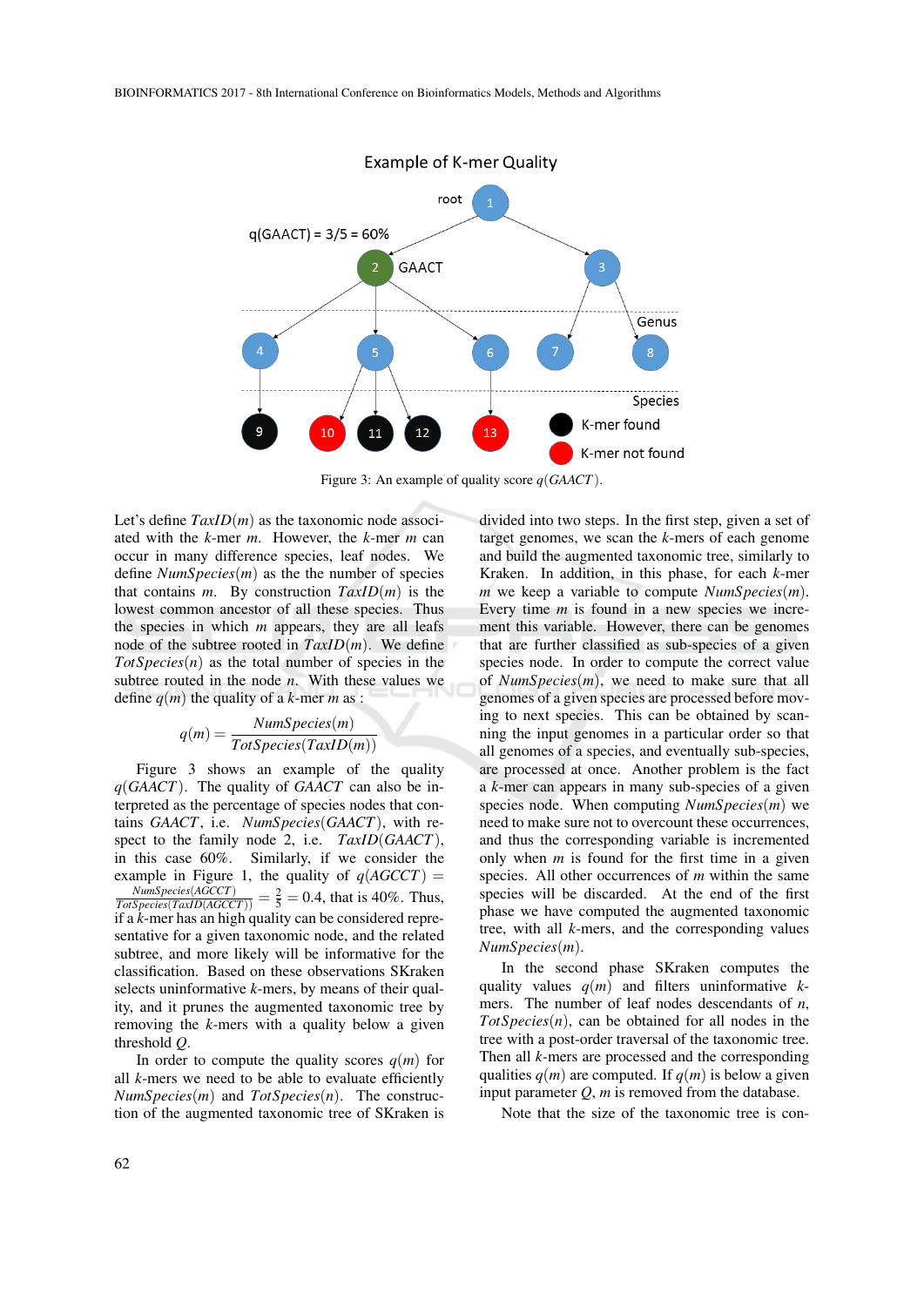Figure 3: An example of quality score $q(GAACT)$.

Let's define $TaxID(m)$ as the taxonomic node associated with the $k$-mer $m$. However, the $k$-mer $m$ can occur in many difference species, leaf nodes. We define $NumSpecies(m)$ as the the number of species that contains $m$. By construction $TaxID(m)$ is the lowest common ancestor of all these species. Thus the species in which $m$ appears, they are all leafs node of the subtree rooted in $TaxID(m)$. We define $TotSpecies(n)$ as the total number of species in the subtree routed in the node $n$. With these values we define $q(m)$ the quality of a $k$-mer $m$ as :

$$q(m) = \frac{NumSpecies(m)}{TotSpecies(TaxID(m))}$$

Figure 3 shows an example of the quality $q(GAACT)$. The quality of $GAACT$ can also be interpreted as the percentage of species nodes that contains $GAACT$, i.e. $NumSpecies(GAACT)$, with respect to the family node 2, i.e. $TaxID(GAACT)$, in this case 60%. Similarly, if we consider the example in Figure 1, the quality of $q(AGCCT) = \frac{NumSpecies(AGCCT)}{TotSpecies(TaxID(AGCCT))} = \frac{2}{5} = 0.4$, that is 40%. Thus, if a $k$-mer has an high quality can be considered representative for a given taxonomic node, and the related subtree, and more likely will be informative for the classification. Based on these observations SKraken selects uninformative $k$-mers, by means of their quality, and it prunes the augmented taxonomic tree by removing the $k$-mers with a quality below a given threshold $Q$.

In order to compute the quality scores $q(m)$ for all $k$-mers we need to be able to evaluate efficiently $NumSpecies(m)$ and $TotSpecies(n)$. The construction of the augmented taxonomic tree of SKraken is divided into two steps. In the first step, given a set of target genomes, we scan the $k$-mers of each genome and build the augmented taxonomic tree, similarly to Kraken. In addition, in this phase, for each $k$-mer $m$ we keep a variable to compute $NumSpecies(m)$. Every time $m$ is found in a new species we increment this variable. However, there can be genomes that are further classified as sub-species of a given species node. In order to compute the correct value of $NumSpecies(m)$, we need to make sure that all genomes of a given species are processed before moving to next species. This can be obtained by scanning the input genomes in a particular order so that all genomes of a species, and eventually sub-species, are processed at once. Another problem is the fact a $k$-mer can appears in many sub-species of a given species node. When computing $NumSpecies(m)$ we need to make sure not to overcount these occurrences, and thus the corresponding variable is incremented only when $m$ is found for the first time in a given species. All other occurrences of $m$ within the same species will be discarded. At the end of the first phase we have computed the augmented taxonomic tree, with all $k$-mers, and the corresponding values $NumSpecies(m)$.

In the second phase SKraken computes the quality values $q(m)$ and filters uninformative $k$-mers. The number of leaf nodes descendants of $n$, $TotSpecies(n)$, can be obtained for all nodes in the tree with a post-order traversal of the taxonomic tree. Then all $k$-mers are processed and the corresponding qualities $q(m)$ are computed. If $q(m)$ is below a given input parameter $Q$, $m$ is removed from the database.

Note that the size of the taxonomic tree is con-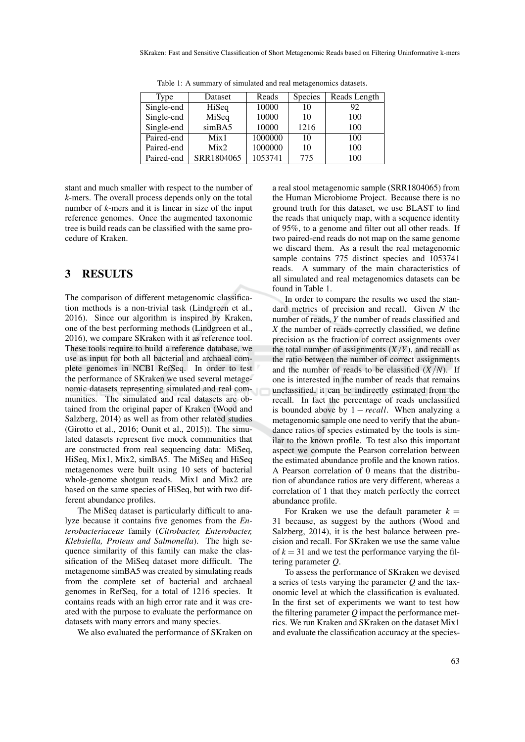Table 1: A summary of simulated and real metagenomics datasets.

| Type | Dataset | Reads | Species | Reads Length |
|---|---|---|---|---|
| Single-end | HiSeq | 10000 | 10 | 92 |
| Single-end | MiSeq | 10000 | 10 | 100 |
| Single-end | simBA5 | 10000 | 1216 | 100 |
| Paired-end | Mix1 | 1000000 | 10 | 100 |
| Paired-end | Mix2 | 1000000 | 10 | 100 |
| Paired-end | SRR1804065 | 1053741 | 775 | 100 |

stant and much smaller with respect to the number of *k*-mers. The overall process depends only on the total number of *k*-mers and it is linear in size of the input reference genomes. Once the augmented taxonomic tree is build reads can be classified with the same procedure of Kraken.

# 3 RESULTS

The comparison of different metagenomic classification methods is a non-trivial task (Lindgreen et al., 2016). Since our algorithm is inspired by Kraken, one of the best performing methods (Lindgreen et al., 2016), we compare SKraken with it as reference tool. These tools require to build a reference database, we use as input for both all bacterial and archaeal complete genomes in NCBI RefSeq. In order to test the performance of SKraken we used several metagenomic datasets representing simulated and real communities. The simulated and real datasets are obtained from the original paper of Kraken (Wood and Salzberg, 2014) as well as from other related studies (Girotto et al., 2016; Ounit et al., 2015)). The simulated datasets represent five mock communities that are constructed from real sequencing data: MiSeq, HiSeq, Mix1, Mix2, simBA5. The MiSeq and HiSeq metagenomes were built using 10 sets of bacterial whole-genome shotgun reads. Mix1 and Mix2 are based on the same species of HiSeq, but with two different abundance profiles.

The MiSeq dataset is particularly difficult to analyze because it contains five genomes from the *Enterobacteriaceae* family (*Citrobacter, Enterobacter, Klebsiella, Proteus and Salmonella*). The high sequence similarity of this family can make the classification of the MiSeq dataset more difficult. The metagenome simBA5 was created by simulating reads from the complete set of bacterial and archaeal genomes in RefSeq, for a total of 1216 species. It contains reads with an high error rate and it was created with the purpose to evaluate the performance on datasets with many errors and many species.

We also evaluated the performance of SKraken on a real stool metagenomic sample (SRR1804065) from the Human Microbiome Project. Because there is no ground truth for this dataset, we use BLAST to find the reads that uniquely map, with a sequence identity of 95%, to a genome and filter out all other reads. If two paired-end reads do not map on the same genome we discard them. As a result the real metagenomic sample contains 775 distinct species and 1053741 reads. A summary of the main characteristics of all simulated and real metagenomics datasets can be found in Table 1.

In order to compare the results we used the standard metrics of precision and recall. Given $N$ the number of reads, $Y$ the number of reads classified and $X$ the number of reads correctly classified, we define precision as the fraction of correct assignments over the total number of assignments ($X/Y$), and recall as the ratio between the number of correct assignments and the number of reads to be classified ($X/N$). If one is interested in the number of reads that remains unclassified, it can be indirectly estimated from the recall. In fact the percentage of reads unclassified is bounded above by $1 - recall$. When analyzing a metagenomic sample one need to verify that the abundance ratios of species estimated by the tools is similar to the known profile. To test also this important aspect we compute the Pearson correlation between the estimated abundance profile and the known ratios. A Pearson correlation of 0 means that the distribution of abundance ratios are very different, whereas a correlation of 1 that they match perfectly the correct abundance profile.

For Kraken we use the default parameter $k = 31$ because, as suggest by the authors (Wood and Salzberg, 2014), it is the best balance between precision and recall. For SKraken we use the same value of $k = 31$ and we test the performance varying the filtering parameter $Q$.

To assess the performance of SKraken we devised a series of tests varying the parameter $Q$ and the taxonomic level at which the classification is evaluated. In the first set of experiments we want to test how the filtering parameter $Q$ impact the performance metrics. We run Kraken and SKraken on the dataset Mix1 and evaluate the classification accuracy at the species-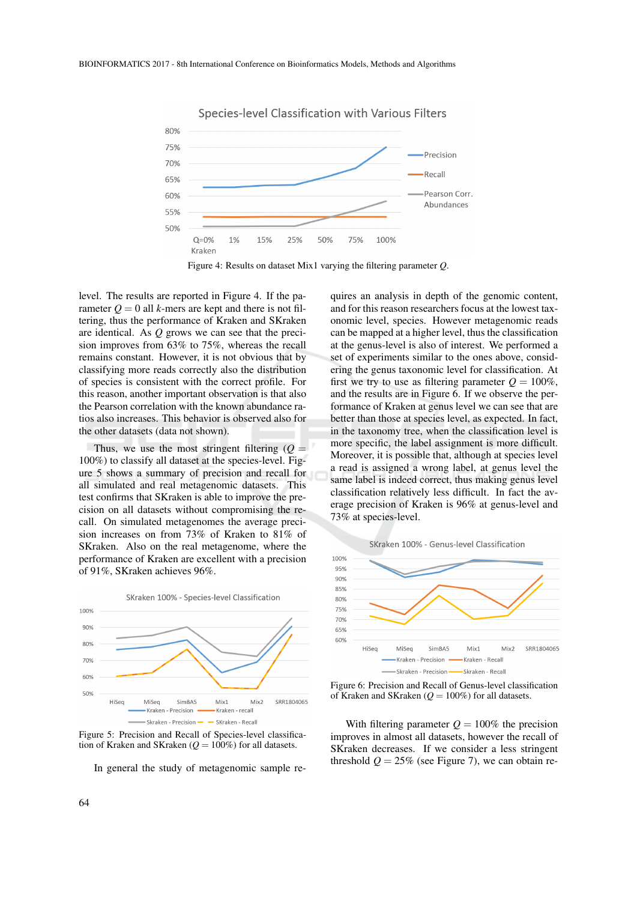Figure 4: Results on dataset Mix1 varying the filtering parameter $Q$.

level. The results are reported in Figure 4. If the parameter $Q = 0$ all $k$-mers are kept and there is not filtering, thus the performance of Kraken and SKraken are identical. As $Q$ grows we can see that the precision improves from 63% to 75%, whereas the recall remains constant. However, it is not obvious that by classifying more reads correctly also the distribution of species is consistent with the correct profile. For this reason, another important observation is that also the Pearson correlation with the known abundance ratios also increases. This behavior is observed also for the other datasets (data not shown).

Thus, we use the most stringent filtering ($Q = 100\%$) to classify all dataset at the species-level. Figure 5 shows a summary of precision and recall for all simulated and real metagenomic datasets. This test confirms that SKraken is able to improve the precision on all datasets without compromising the recall. On simulated metagenomes the average precision increases on from 73% of Kraken to 81% of SKraken. Also on the real metagenome, where the performance of Kraken are excellent with a precision of 91%, SKraken achieves 96%.

Figure 5: Precision and Recall of Species-level classification of Kraken and SKraken ($Q = 100\%$) for all datasets.

In general the study of metagenomic sample requires an analysis in depth of the genomic content, and for this reason researchers focus at the lowest taxonomic level, species. However metagenomic reads can be mapped at a higher level, thus the classification at the genus-level is also of interest. We performed a set of experiments similar to the ones above, considering the genus taxonomic level for classification. At first we try to use as filtering parameter $Q = 100\%$, and the results are in Figure 6. If we observe the performance of Kraken at genus level we can see that are better than those at species level, as expected. In fact, in the taxonomy tree, when the classification level is more specific, the label assignment is more difficult. Moreover, it is possible that, although at species level a read is assigned a wrong label, at genus level the same label is indeed correct, thus making genus level classification relatively less difficult. In fact the average precision of Kraken is 96% at genus-level and 73% at species-level.

Figure 6: Precision and Recall of Genus-level classification of Kraken and SKraken ($Q = 100\%$) for all datasets.

With filtering parameter $Q = 100\%$ the precision improves in almost all datasets, however the recall of SKraken decreases. If we consider a less stringent threshold $Q = 25\%$ (see Figure 7), we can obtain re-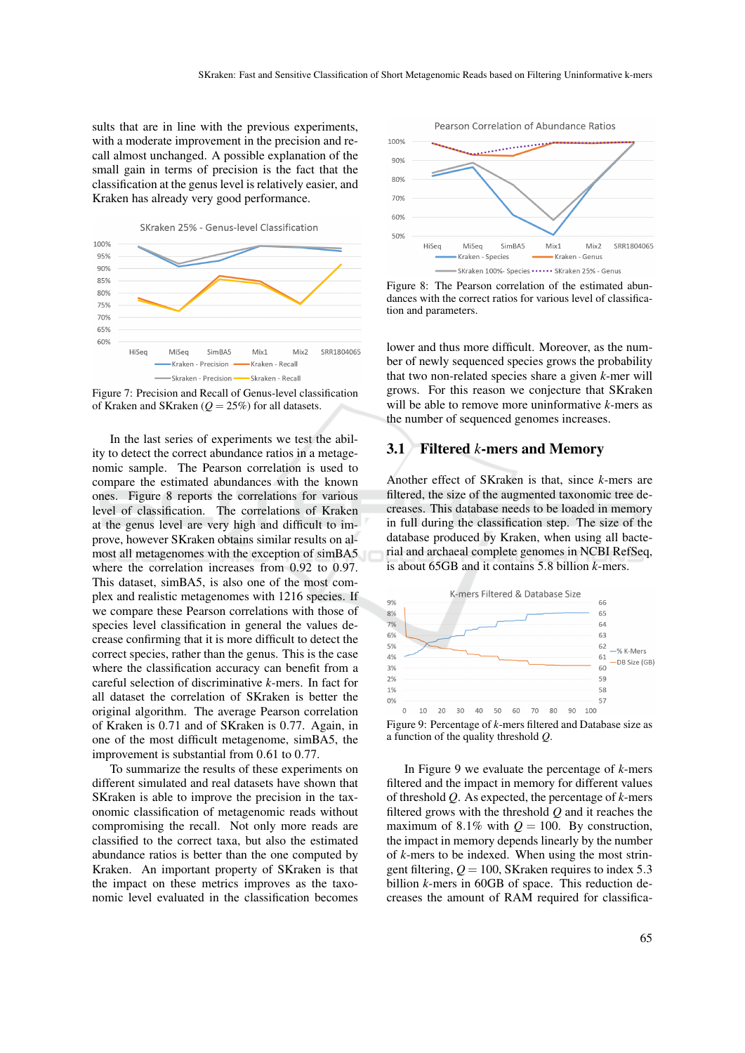sults that are in line with the previous experiments, with a moderate improvement in the precision and recall almost unchanged. A possible explanation of the small gain in terms of precision is the fact that the classification at the genus level is relatively easier, and Kraken has already very good performance.

Figure 7: Precision and Recall of Genus-level classification of Kraken and SKraken ($Q = 25\%$) for all datasets.

In the last series of experiments we test the ability to detect the correct abundance ratios in a metagenomic sample. The Pearson correlation is used to compare the estimated abundances with the known ones. Figure 8 reports the correlations for various level of classification. The correlations of Kraken at the genus level are very high and difficult to improve, however SKraken obtains similar results on almost all metagenomes with the exception of simBA5 where the correlation increases from 0.92 to 0.97. This dataset, simBA5, is also one of the most complex and realistic metagenomes with 1216 species. If we compare these Pearson correlations with those of species level classification in general the values decrease confirming that it is more difficult to detect the correct species, rather than the genus. This is the case where the classification accuracy can benefit from a careful selection of discriminative $k$-mers. In fact for all dataset the correlation of SKraken is better the original algorithm. The average Pearson correlation of Kraken is 0.71 and of SKraken is 0.77. Again, in one of the most difficult metagenome, simBA5, the improvement is substantial from 0.61 to 0.77.

To summarize the results of these experiments on different simulated and real datasets have shown that SKraken is able to improve the precision in the taxonomic classification of metagenomic reads without compromising the recall. Not only more reads are classified to the correct taxa, but also the estimated abundance ratios is better than the one computed by Kraken. An important property of SKraken is that the impact on these metrics improves as the taxonomic level evaluated in the classification becomes lower and thus more difficult. Moreover, as the number of newly sequenced species grows the probability that two non-related species share a given $k$-mer will grows. For this reason we conjecture that SKraken will be able to remove more uninformative $k$-mers as the number of sequenced genomes increases.

Figure 8: The Pearson correlation of the estimated abundances with the correct ratios for various level of classification and parameters.

## 3.1 Filtered $k$-mers and Memory

Another effect of SKraken is that, since $k$-mers are filtered, the size of the augmented taxonomic tree decreases. This database needs to be loaded in memory in full during the classification step. The size of the database produced by Kraken, when using all bacterial and archaeal complete genomes in NCBI RefSeq, is about 65GB and it contains 5.8 billion $k$-mers.

Figure 9: Percentage of $k$-mers filtered and Database size as a function of the quality threshold $Q$.

In Figure 9 we evaluate the percentage of $k$-mers filtered and the impact in memory for different values of threshold $Q$. As expected, the percentage of $k$-mers filtered grows with the threshold $Q$ and it reaches the maximum of 8.1% with $Q = 100$. By construction, the impact in memory depends linearly by the number of $k$-mers to be indexed. When using the most stringent filtering, $Q = 100$, SKraken requires to index 5.3 billion $k$-mers in 60GB of space. This reduction decreases the amount of RAM required for classifica-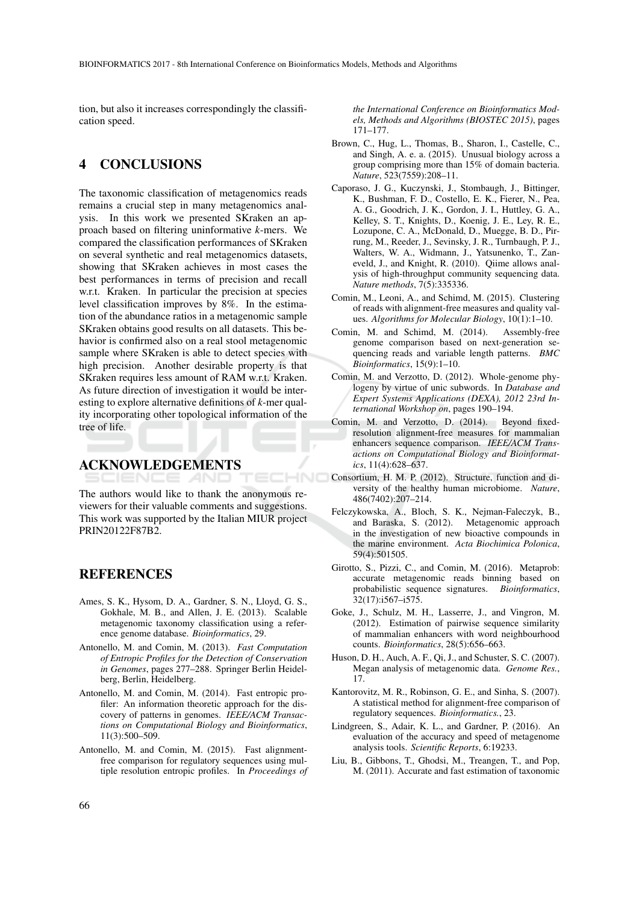tion, but also it increases correspondingly the classification speed.

## 4 CONCLUSIONS

The taxonomic classification of metagenomics reads remains a crucial step in many metagenomics analysis. In this work we presented SKraken an approach based on filtering uninformative *k*-mers. We compared the classification performances of SKraken on several synthetic and real metagenomics datasets, showing that SKraken achieves in most cases the best performances in terms of precision and recall w.r.t. Kraken. In particular the precision at species level classification improves by 8%. In the estimation of the abundance ratios in a metagenomic sample SKraken obtains good results on all datasets. This behavior is confirmed also on a real stool metagenomic sample where SKraken is able to detect species with high precision. Another desirable property is that SKraken requires less amount of RAM w.r.t. Kraken. As future direction of investigation it would be interesting to explore alternative definitions of *k*-mer quality incorporating other topological information of the tree of life.

## ACKNOWLEDGEMENTS

The authors would like to thank the anonymous reviewers for their valuable comments and suggestions. This work was supported by the Italian MIUR project PRIN20122F87B2.

## REFERENCES

Ames, S. K., Hysom, D. A., Gardner, S. N., Lloyd, G. S., Gokhale, M. B., and Allen, J. E. (2013). Scalable metagenomic taxonomy classification using a reference genome database. *Bioinformatics*, 29.

Antonello, M. and Comin, M. (2013). *Fast Computation of Entropic Profiles for the Detection of Conservation in Genomes*, pages 277–288. Springer Berlin Heidelberg, Berlin, Heidelberg.

Antonello, M. and Comin, M. (2014). Fast entropic profiler: An information theoretic approach for the discovery of patterns in genomes. *IEEE/ACM Transactions on Computational Biology and Bioinformatics*, 11(3):500–509.

Antonello, M. and Comin, M. (2015). Fast alignment-free comparison for regulatory sequences using multiple resolution entropic profiles. In *Proceedings of the International Conference on Bioinformatics Models, Methods and Algorithms (BIOSTEC 2015)*, pages 171–177.

Brown, C., Hug, L., Thomas, B., Sharon, I., Castelle, C., and Singh, A. e. a. (2015). Unusual biology across a group comprising more than 15% of domain bacteria. *Nature*, 523(7559):208–11.

Caporaso, J. G., Kuczynski, J., Stombaugh, J., Bittinger, K., Bushman, F. D., Costello, E. K., Fierer, N., Pea, A. G., Goodrich, J. K., Gordon, J. I., Huttley, G. A., Kelley, S. T., Knights, D., Koenig, J. E., Ley, R. E., Lozupone, C. A., McDonald, D., Muegge, B. D., Pirrung, M., Reeder, J., Sevinsky, J. R., Turnbaugh, P. J., Walters, W. A., Widmann, J., Yatsunenko, T., Zaneveld, J., and Knight, R. (2010). Qiime allows analysis of high-throughput community sequencing data. *Nature methods*, 7(5):335336.

Comin, M., Leoni, A., and Schimd, M. (2015). Clustering of reads with alignment-free measures and quality values. *Algorithms for Molecular Biology*, 10(1):1–10.

Comin, M. and Schimd, M. (2014). Assembly-free genome comparison based on next-generation sequencing reads and variable length patterns. *BMC Bioinformatics*, 15(9):1–10.

Comin, M. and Verzotto, D. (2012). Whole-genome phylogeny by virtue of unic subwords. In *Database and Expert Systems Applications (DEXA), 2012 23rd International Workshop on*, pages 190–194.

Comin, M. and Verzotto, D. (2014). Beyond fixed-resolution alignment-free measures for mammalian enhancers sequence comparison. *IEEE/ACM Transactions on Computational Biology and Bioinformatics*, 11(4):628–637.

Consortium, H. M. P. (2012). Structure, function and diversity of the healthy human microbiome. *Nature*, 486(7402):207–214.

Felczykowska, A., Bloch, S. K., Nejman-Faleczyk, B., and Baraska, S. (2012). Metagenomic approach in the investigation of new bioactive compounds in the marine environment. *Acta Biochimica Polonica*, 59(4):501505.

Girotto, S., Pizzi, C., and Comin, M. (2016). Metaprob: accurate metagenomic reads binning based on probabilistic sequence signatures. *Bioinformatics*, 32(17):i567–i575.

Goke, J., Schulz, M. H., Lasserre, J., and Vingron, M. (2012). Estimation of pairwise sequence similarity of mammalian enhancers with word neighbourhood counts. *Bioinformatics*, 28(5):656–663.

Huson, D. H., Auch, A. F., Qi, J., and Schuster, S. C. (2007). Megan analysis of metagenomic data. *Genome Res.*, 17.

Kantorovitz, M. R., Robinson, G. E., and Sinha, S. (2007). A statistical method for alignment-free comparison of regulatory sequences. *Bioinformatics.*, 23.

Lindgreen, S., Adair, K. L., and Gardner, P. (2016). An evaluation of the accuracy and speed of metagenome analysis tools. *Scientific Reports*, 6:19233.

Liu, B., Gibbons, T., Ghodsi, M., Treangen, T., and Pop, M. (2011). Accurate and fast estimation of taxonomic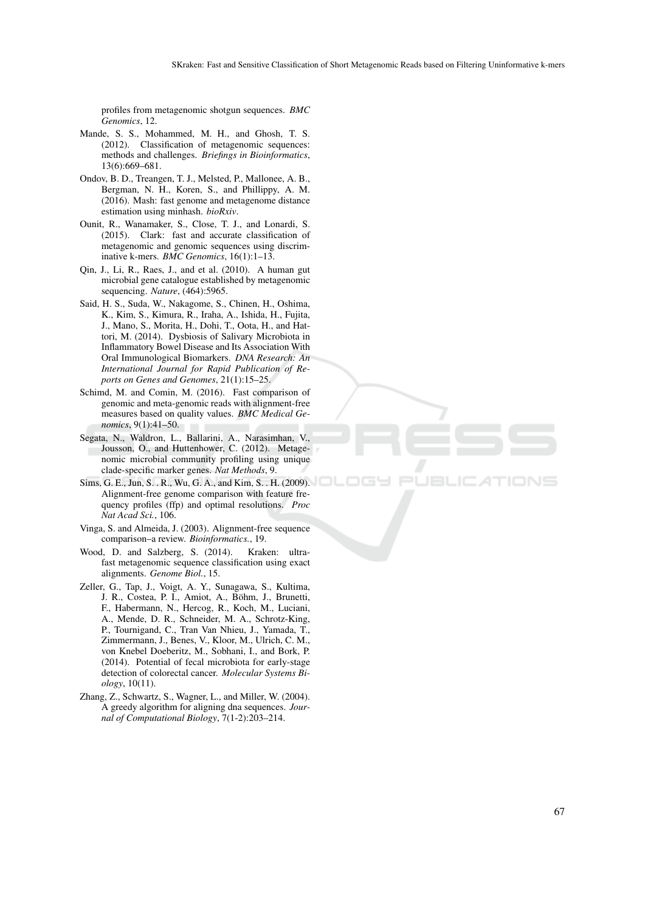profiles from metagenomic shotgun sequences. *BMC Genomics*, 12.

Mande, S. S., Mohammed, M. H., and Ghosh, T. S. (2012). Classification of metagenomic sequences: methods and challenges. *Briefings in Bioinformatics*, 13(6):669–681.

Ondov, B. D., Treangen, T. J., Melsted, P., Mallonee, A. B., Bergman, N. H., Koren, S., and Phillippy, A. M. (2016). Mash: fast genome and metagenome distance estimation using minhash. *bioRxiv*.

Ounit, R., Wanamaker, S., Close, T. J., and Lonardi, S. (2015). Clark: fast and accurate classification of metagenomic and genomic sequences using discriminative k-mers. *BMC Genomics*, 16(1):1–13.

Qin, J., Li, R., Raes, J., and et al. (2010). A human gut microbial gene catalogue established by metagenomic sequencing. *Nature*, (464):5965.

Said, H. S., Suda, W., Nakagome, S., Chinen, H., Oshima, K., Kim, S., Kimura, R., Iraha, A., Ishida, H., Fujita, J., Mano, S., Morita, H., Dohi, T., Oota, H., and Hattori, M. (2014). Dysbiosis of Salivary Microbiota in Inflammatory Bowel Disease and Its Association With Oral Immunological Biomarkers. *DNA Research: An International Journal for Rapid Publication of Reports on Genes and Genomes*, 21(1):15–25.

Schimd, M. and Comin, M. (2016). Fast comparison of genomic and meta-genomic reads with alignment-free measures based on quality values. *BMC Medical Genomics*, 9(1):41–50.

Segata, N., Waldron, L., Ballarini, A., Narasimhan, V., Jousson, O., and Huttenhower, C. (2012). Metagenomic microbial community profiling using unique clade-specific marker genes. *Nat Methods*, 9.

Sims, G. E., Jun, S. . R., Wu, G. A., and Kim, S. . H. (2009). Alignment-free genome comparison with feature frequency profiles (ffp) and optimal resolutions. *Proc Nat Acad Sci.*, 106.

Vinga, S. and Almeida, J. (2003). Alignment-free sequence comparison–a review. *Bioinformatics.*, 19.

Wood, D. and Salzberg, S. (2014). Kraken: ultrafast metagenomic sequence classification using exact alignments. *Genome Biol.*, 15.

Zeller, G., Tap, J., Voigt, A. Y., Sunagawa, S., Kultima, J. R., Costea, P. I., Amiot, A., Böhm, J., Brunetti, F., Habermann, N., Hercog, R., Koch, M., Luciani, A., Mende, D. R., Schneider, M. A., Schrotz-King, P., Tournigand, C., Tran Van Nhieu, J., Yamada, T., Zimmermann, J., Benes, V., Kloor, M., Ulrich, C. M., von Knebel Doeberitz, M., Sobhani, I., and Bork, P. (2014). Potential of fecal microbiota for early-stage detection of colorectal cancer. *Molecular Systems Biology*, 10(11).

Zhang, Z., Schwartz, S., Wagner, L., and Miller, W. (2004). A greedy algorithm for aligning dna sequences. *Journal of Computational Biology*, 7(1-2):203–214.